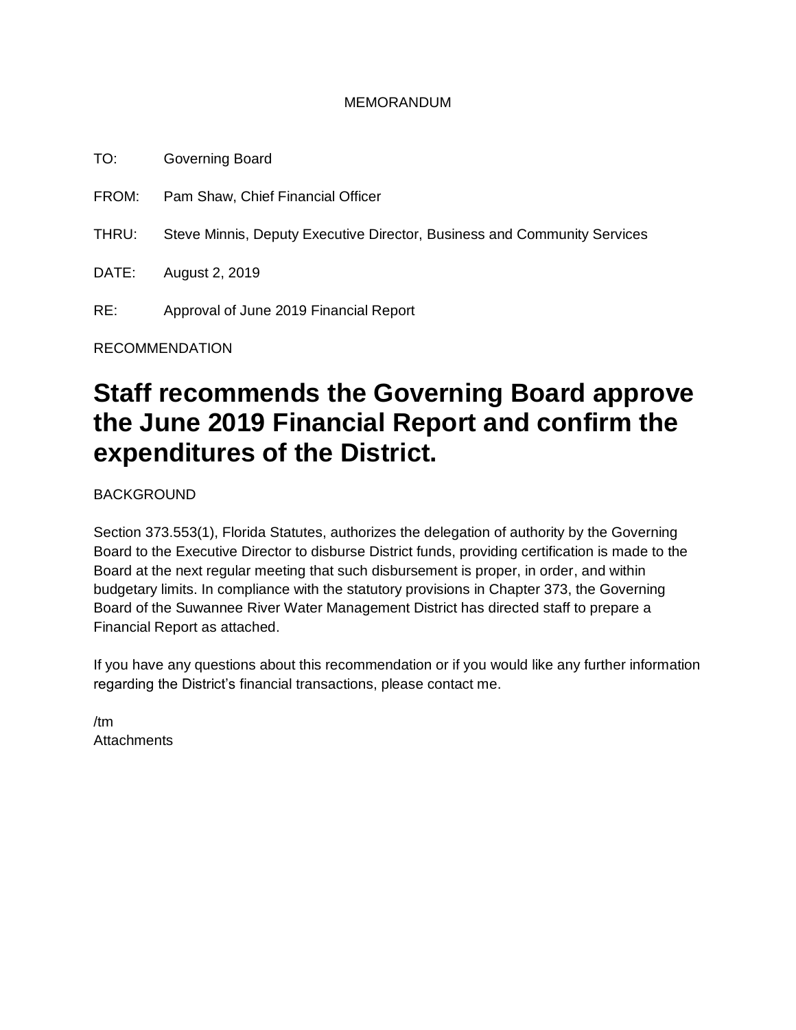MEMORANDUM

TO: Governing Board

FROM: Pam Shaw, Chief Financial Officer

THRU: Steve Minnis, Deputy Executive Director, Business and Community Services

DATE: August 2, 2019

RE: Approval of June 2019 Financial Report

RECOMMENDATION

# Staff recommends the Governing Board approve the June 2019 Financial Report and confirm the expenditures of the District.

BACKGROUND

Section 373.553(1), Florida Statutes, authorizes the delegation of authority by the Governing Board to the Executive Director to disburse District funds, providing certification is made to the Board at the next regular meeting that such disbursement is proper, in order, and within budgetary limits. In compliance with the statutory provisions in Chapter 373, the Governing Board of the Suwannee River Water Management District has directed staff to prepare a Financial Report as attached.

If you have any questions about this recommendation or if you would like any further information regarding the District's financial transactions, please contact me.

/tm
Attachments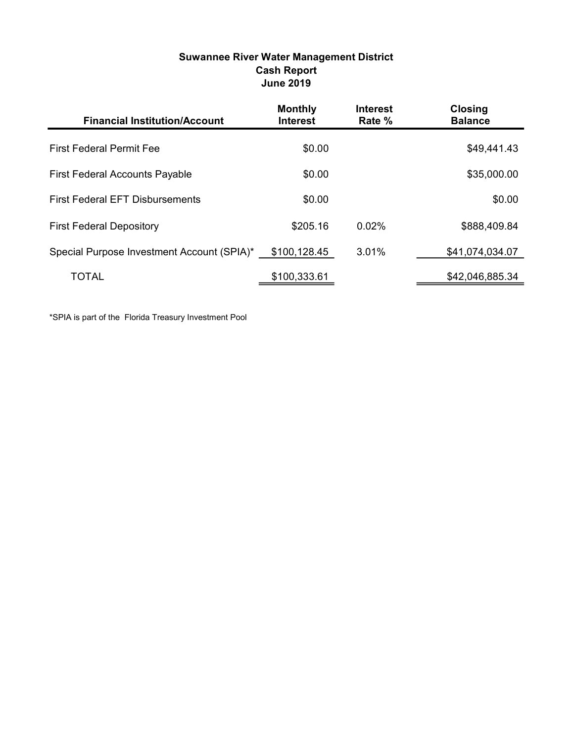**Suwannee River Water Management District**
**Cash Report**
**June 2019**

| Financial Institution/Account | Monthly Interest | Interest Rate % | Closing Balance |
|---|---|---|---|
| First Federal Permit Fee | $0.00 | | $49,441.43 |
| First Federal Accounts Payable | $0.00 | | $35,000.00 |
| First Federal EFT Disbursements | $0.00 | | $0.00 |
| First Federal Depository | $205.16 | 0.02% | $888,409.84 |
| Special Purpose Investment Account (SPIA)* | $100,128.45 | 3.01% | $41,074,034.07 |
| TOTAL | $100,333.61 | | $42,046,885.34 |

*SPIA is part of the Florida Treasury Investment Pool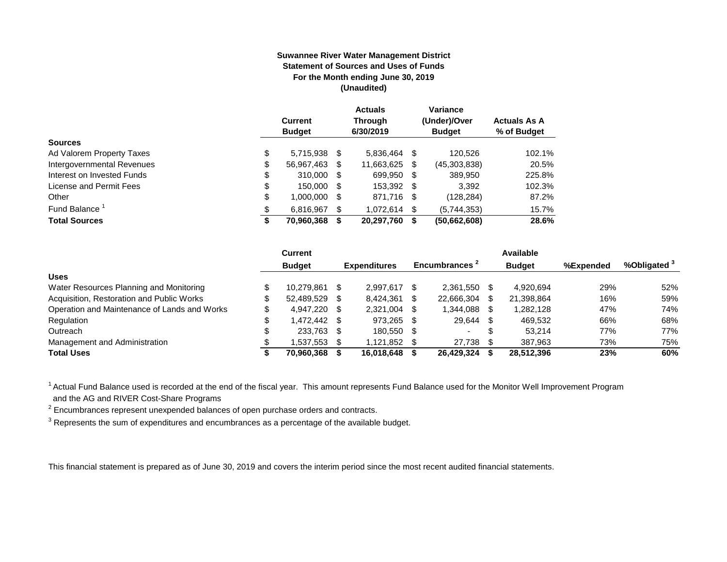**Suwannee River Water Management District**
**Statement of Sources and Uses of Funds**
**For the Month ending June 30, 2019**
**(Unaudited)**

| | Current Budget | Actuals Through 6/30/2019 | Variance (Under)/Over Budget | Actuals As A % of Budget |
|---|---|---|---|---|
| **Sources** | | | | |
| Ad Valorem Property Taxes | $ 5,715,938 | $ 5,836,464 | $ 120,526 | 102.1% |
| Intergovernmental Revenues | $ 56,967,463 | $ 11,663,625 | $ (45,303,838) | 20.5% |
| Interest on Invested Funds | $ 310,000 | $ 699,950 | $ 389,950 | 225.8% |
| License and Permit Fees | $ 150,000 | $ 153,392 | $ 3,392 | 102.3% |
| Other | $ 1,000,000 | $ 871,716 | $ (128,284) | 87.2% |
| Fund Balance [1] | $ 6,816,967 | $ 1,072,614 | $ (5,744,353) | 15.7% |
| **Total Sources** | **$ 70,960,368** | **$ 20,297,760** | **$ (50,662,608)** | **28.6%** |

| | Current Budget | Expenditures | Encumbrances [2] | Available Budget | %Expended | %Obligated [3] |
|---|---|---|---|---|---|---|
| **Uses** | | | | | | |
| Water Resources Planning and Monitoring | $ 10,279,861 | $ 2,997,617 | $ 2,361,550 | $ 4,920,694 | 29% | 52% |
| Acquisition, Restoration and Public Works | $ 52,489,529 | $ 8,424,361 | $ 22,666,304 | $ 21,398,864 | 16% | 59% |
| Operation and Maintenance of Lands and Works | $ 4,947,220 | $ 2,321,004 | $ 1,344,088 | $ 1,282,128 | 47% | 74% |
| Regulation | $ 1,472,442 | $ 973,265 | $ 29,644 | $ 469,532 | 66% | 68% |
| Outreach | $ 233,763 | $ 180,550 | $ - | $ 53,214 | 77% | 77% |
| Management and Administration | $ 1,537,553 | $ 1,121,852 | $ 27,738 | $ 387,963 | 73% | 75% |
| **Total Uses** | **$ 70,960,368** | **$ 16,018,648** | **$ 26,429,324** | **$ 28,512,396** | **23%** | **60%** |

[1] Actual Fund Balance used is recorded at the end of the fiscal year. This amount represents Fund Balance used for the Monitor Well Improvement Program and the AG and RIVER Cost-Share Programs

[2] Encumbrances represent unexpended balances of open purchase orders and contracts.

[3] Represents the sum of expenditures and encumbrances as a percentage of the available budget.

This financial statement is prepared as of June 30, 2019 and covers the interim period since the most recent audited financial statements.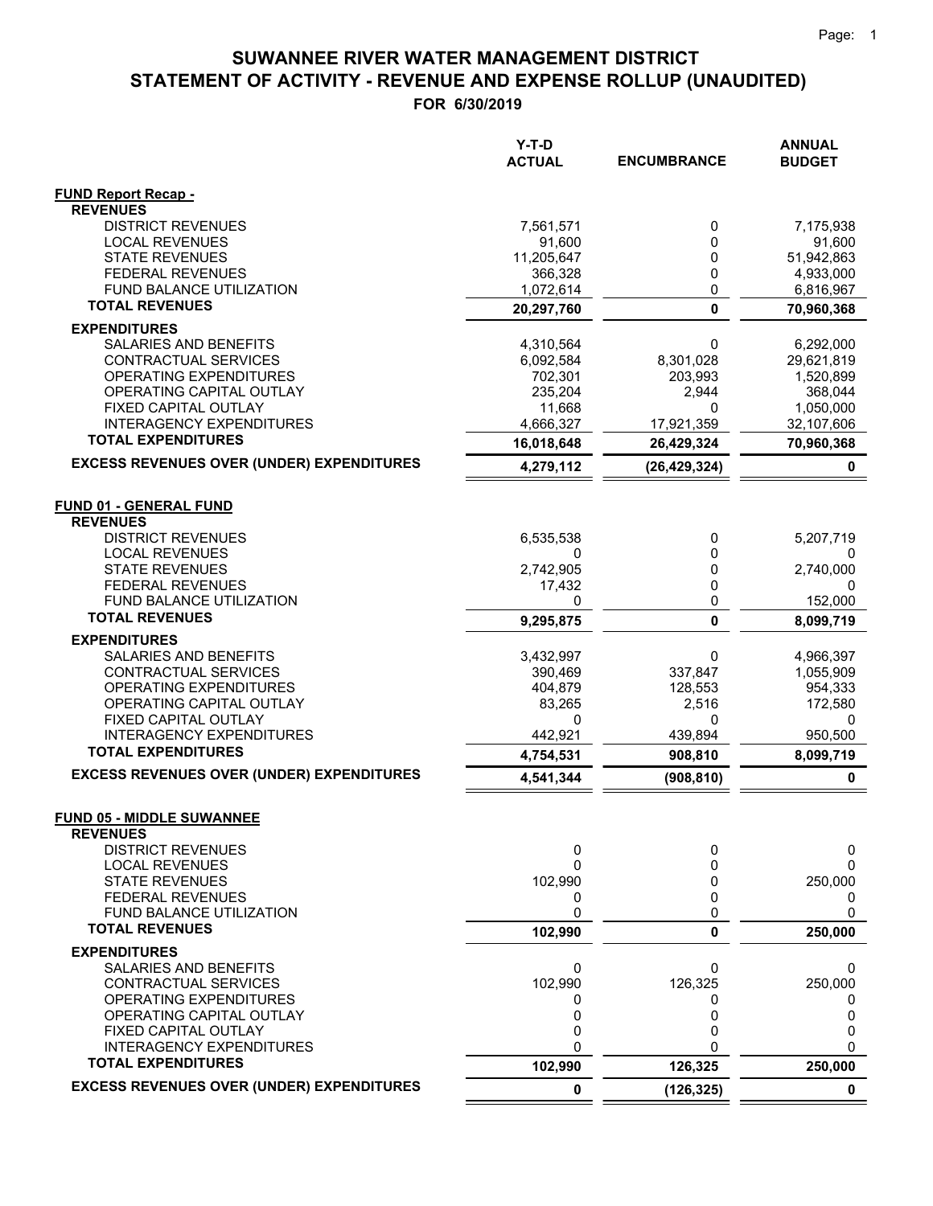# SUWANNEE RIVER WATER MANAGEMENT DISTRICT
# STATEMENT OF ACTIVITY - REVENUE AND EXPENSE ROLLUP (UNAUDITED)
## FOR 6/30/2019

| | Y-T-D ACTUAL | ENCUMBRANCE | ANNUAL BUDGET |
|---|---|---|---|
| **FUND Report Recap -** | | | |
| **REVENUES** | | | |
| DISTRICT REVENUES | 7,561,571 | 0 | 7,175,938 |
| LOCAL REVENUES | 91,600 | 0 | 91,600 |
| STATE REVENUES | 11,205,647 | 0 | 51,942,863 |
| FEDERAL REVENUES | 366,328 | 0 | 4,933,000 |
| FUND BALANCE UTILIZATION | 1,072,614 | 0 | 6,816,967 |
| **TOTAL REVENUES** | **20,297,760** | **0** | **70,960,368** |
| **EXPENDITURES** | | | |
| SALARIES AND BENEFITS | 4,310,564 | 0 | 6,292,000 |
| CONTRACTUAL SERVICES | 6,092,584 | 8,301,028 | 29,621,819 |
| OPERATING EXPENDITURES | 702,301 | 203,993 | 1,520,899 |
| OPERATING CAPITAL OUTLAY | 235,204 | 2,944 | 368,044 |
| FIXED CAPITAL OUTLAY | 11,668 | 0 | 1,050,000 |
| INTERAGENCY EXPENDITURES | 4,666,327 | 17,921,359 | 32,107,606 |
| **TOTAL EXPENDITURES** | **16,018,648** | **26,429,324** | **70,960,368** |
| **EXCESS REVENUES OVER (UNDER) EXPENDITURES** | **4,279,112** | **(26,429,324)** | **0** |
| | | | |
| **FUND 01 - GENERAL FUND** | | | |
| **REVENUES** | | | |
| DISTRICT REVENUES | 6,535,538 | 0 | 5,207,719 |
| LOCAL REVENUES | 0 | 0 | 0 |
| STATE REVENUES | 2,742,905 | 0 | 2,740,000 |
| FEDERAL REVENUES | 17,432 | 0 | 0 |
| FUND BALANCE UTILIZATION | 0 | 0 | 152,000 |
| **TOTAL REVENUES** | **9,295,875** | **0** | **8,099,719** |
| **EXPENDITURES** | | | |
| SALARIES AND BENEFITS | 3,432,997 | 0 | 4,966,397 |
| CONTRACTUAL SERVICES | 390,469 | 337,847 | 1,055,909 |
| OPERATING EXPENDITURES | 404,879 | 128,553 | 954,333 |
| OPERATING CAPITAL OUTLAY | 83,265 | 2,516 | 172,580 |
| FIXED CAPITAL OUTLAY | 0 | 0 | 0 |
| INTERAGENCY EXPENDITURES | 442,921 | 439,894 | 950,500 |
| **TOTAL EXPENDITURES** | **4,754,531** | **908,810** | **8,099,719** |
| **EXCESS REVENUES OVER (UNDER) EXPENDITURES** | **4,541,344** | **(908,810)** | **0** |
| | | | |
| **FUND 05 - MIDDLE SUWANNEE** | | | |
| **REVENUES** | | | |
| DISTRICT REVENUES | 0 | 0 | 0 |
| LOCAL REVENUES | 0 | 0 | 0 |
| STATE REVENUES | 102,990 | 0 | 250,000 |
| FEDERAL REVENUES | 0 | 0 | 0 |
| FUND BALANCE UTILIZATION | 0 | 0 | 0 |
| **TOTAL REVENUES** | **102,990** | **0** | **250,000** |
| **EXPENDITURES** | | | |
| SALARIES AND BENEFITS | 0 | 0 | 0 |
| CONTRACTUAL SERVICES | 102,990 | 126,325 | 250,000 |
| OPERATING EXPENDITURES | 0 | 0 | 0 |
| OPERATING CAPITAL OUTLAY | 0 | 0 | 0 |
| FIXED CAPITAL OUTLAY | 0 | 0 | 0 |
| INTERAGENCY EXPENDITURES | 0 | 0 | 0 |
| **TOTAL EXPENDITURES** | **102,990** | **126,325** | **250,000** |
| **EXCESS REVENUES OVER (UNDER) EXPENDITURES** | **0** | **(126,325)** | **0** |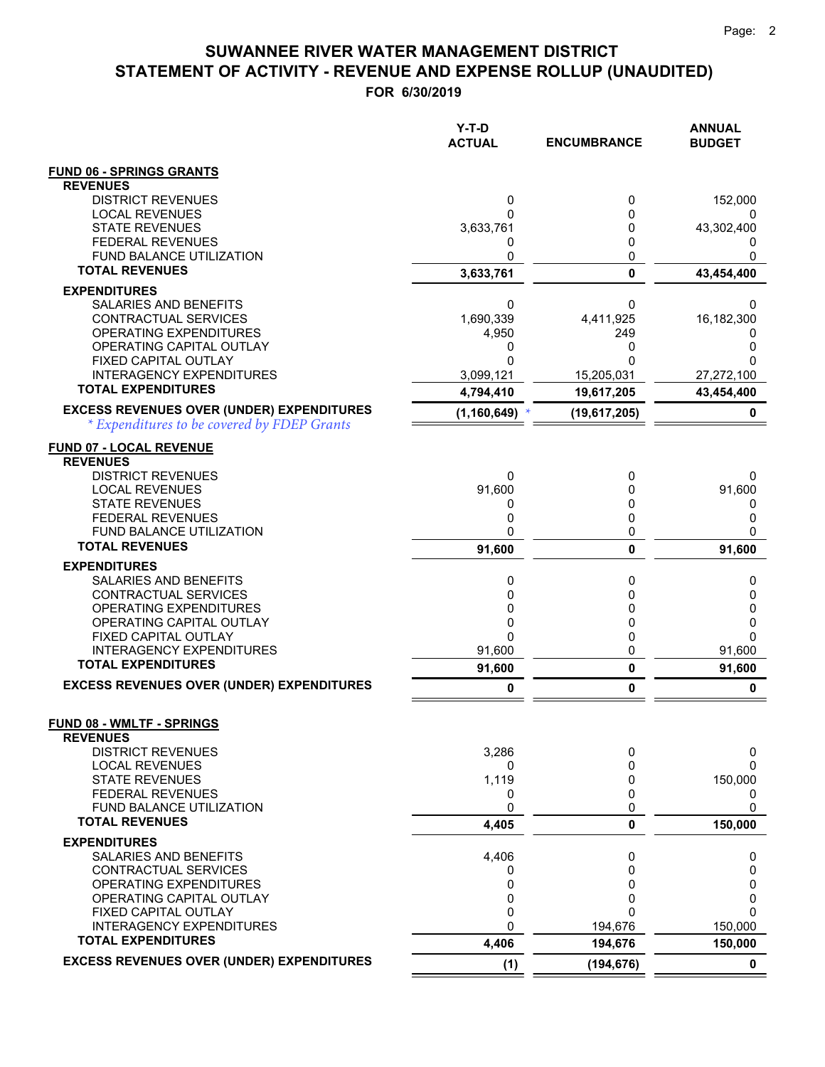# SUWANNEE RIVER WATER MANAGEMENT DISTRICT
## STATEMENT OF ACTIVITY - REVENUE AND EXPENSE ROLLUP (UNAUDITED)
### FOR 6/30/2019

| | Y-T-D ACTUAL | ENCUMBRANCE | ANNUAL BUDGET |
|---|---|---|---|
| **FUND 06 - SPRINGS GRANTS** | | | |
| **REVENUES** | | | |
| DISTRICT REVENUES | 0 | 0 | 152,000 |
| LOCAL REVENUES | 0 | 0 | 0 |
| STATE REVENUES | 3,633,761 | 0 | 43,302,400 |
| FEDERAL REVENUES | 0 | 0 | 0 |
| FUND BALANCE UTILIZATION | 0 | 0 | 0 |
| **TOTAL REVENUES** | **3,633,761** | **0** | **43,454,400** |
| **EXPENDITURES** | | | |
| SALARIES AND BENEFITS | 0 | 0 | 0 |
| CONTRACTUAL SERVICES | 1,690,339 | 4,411,925 | 16,182,300 |
| OPERATING EXPENDITURES | 4,950 | 249 | 0 |
| OPERATING CAPITAL OUTLAY | 0 | 0 | 0 |
| FIXED CAPITAL OUTLAY | 0 | 0 | 0 |
| INTERAGENCY EXPENDITURES | 3,099,121 | 15,205,031 | 27,272,100 |
| **TOTAL EXPENDITURES** | **4,794,410** | **19,617,205** | **43,454,400** |
| **EXCESS REVENUES OVER (UNDER) EXPENDITURES** | **(1,160,649)** * | **(19,617,205)** | **0** |
| *\* Expenditures to be covered by FDEP Grants* | | | |
| **FUND 07 - LOCAL REVENUE** | | | |
| **REVENUES** | | | |
| DISTRICT REVENUES | 0 | 0 | 0 |
| LOCAL REVENUES | 91,600 | 0 | 91,600 |
| STATE REVENUES | 0 | 0 | 0 |
| FEDERAL REVENUES | 0 | 0 | 0 |
| FUND BALANCE UTILIZATION | 0 | 0 | 0 |
| **TOTAL REVENUES** | **91,600** | **0** | **91,600** |
| **EXPENDITURES** | | | |
| SALARIES AND BENEFITS | 0 | 0 | 0 |
| CONTRACTUAL SERVICES | 0 | 0 | 0 |
| OPERATING EXPENDITURES | 0 | 0 | 0 |
| OPERATING CAPITAL OUTLAY | 0 | 0 | 0 |
| FIXED CAPITAL OUTLAY | 0 | 0 | 0 |
| INTERAGENCY EXPENDITURES | 91,600 | 0 | 91,600 |
| **TOTAL EXPENDITURES** | **91,600** | **0** | **91,600** |
| **EXCESS REVENUES OVER (UNDER) EXPENDITURES** | **0** | **0** | **0** |
| **FUND 08 - WMLTF - SPRINGS** | | | |
| **REVENUES** | | | |
| DISTRICT REVENUES | 3,286 | 0 | 0 |
| LOCAL REVENUES | 0 | 0 | 0 |
| STATE REVENUES | 1,119 | 0 | 150,000 |
| FEDERAL REVENUES | 0 | 0 | 0 |
| FUND BALANCE UTILIZATION | 0 | 0 | 0 |
| **TOTAL REVENUES** | **4,405** | **0** | **150,000** |
| **EXPENDITURES** | | | |
| SALARIES AND BENEFITS | 4,406 | 0 | 0 |
| CONTRACTUAL SERVICES | 0 | 0 | 0 |
| OPERATING EXPENDITURES | 0 | 0 | 0 |
| OPERATING CAPITAL OUTLAY | 0 | 0 | 0 |
| FIXED CAPITAL OUTLAY | 0 | 0 | 0 |
| INTERAGENCY EXPENDITURES | 0 | 194,676 | 150,000 |
| **TOTAL EXPENDITURES** | **4,406** | **194,676** | **150,000** |
| **EXCESS REVENUES OVER (UNDER) EXPENDITURES** | **(1)** | **(194,676)** | **0** |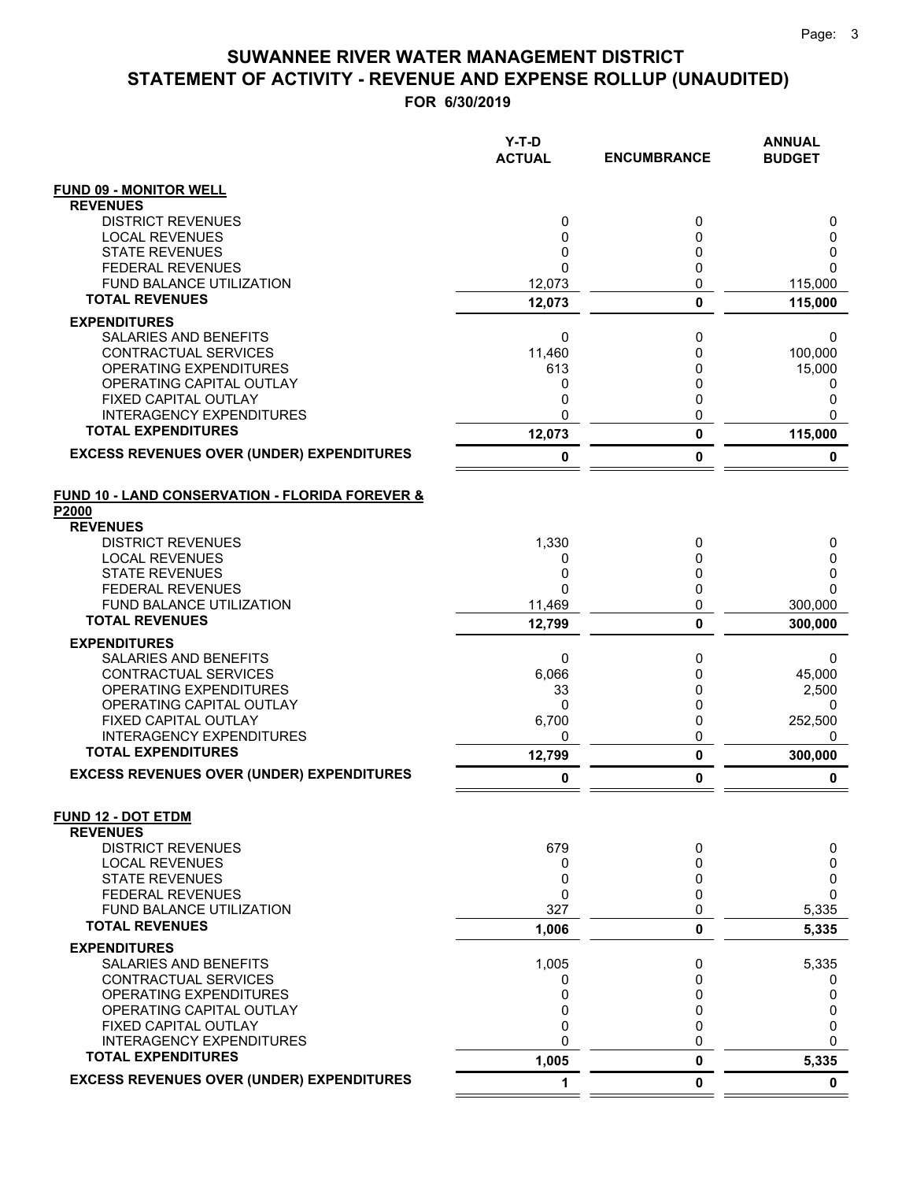# SUWANNEE RIVER WATER MANAGEMENT DISTRICT
# STATEMENT OF ACTIVITY - REVENUE AND EXPENSE ROLLUP (UNAUDITED)
## FOR 6/30/2019

| | Y-T-D ACTUAL | ENCUMBRANCE | ANNUAL BUDGET |
|---|---|---|---|
| **FUND 09 - MONITOR WELL** | | | |
| **REVENUES** | | | |
| DISTRICT REVENUES | 0 | 0 | 0 |
| LOCAL REVENUES | 0 | 0 | 0 |
| STATE REVENUES | 0 | 0 | 0 |
| FEDERAL REVENUES | 0 | 0 | 0 |
| FUND BALANCE UTILIZATION | 12,073 | 0 | 115,000 |
| **TOTAL REVENUES** | **12,073** | **0** | **115,000** |
| **EXPENDITURES** | | | |
| SALARIES AND BENEFITS | 0 | 0 | 0 |
| CONTRACTUAL SERVICES | 11,460 | 0 | 100,000 |
| OPERATING EXPENDITURES | 613 | 0 | 15,000 |
| OPERATING CAPITAL OUTLAY | 0 | 0 | 0 |
| FIXED CAPITAL OUTLAY | 0 | 0 | 0 |
| INTERAGENCY EXPENDITURES | 0 | 0 | 0 |
| **TOTAL EXPENDITURES** | **12,073** | **0** | **115,000** |
| **EXCESS REVENUES OVER (UNDER) EXPENDITURES** | **0** | **0** | **0** |
| | | | |
| **FUND 10 - LAND CONSERVATION - FLORIDA FOREVER & P2000** | | | |
| **REVENUES** | | | |
| DISTRICT REVENUES | 1,330 | 0 | 0 |
| LOCAL REVENUES | 0 | 0 | 0 |
| STATE REVENUES | 0 | 0 | 0 |
| FEDERAL REVENUES | 0 | 0 | 0 |
| FUND BALANCE UTILIZATION | 11,469 | 0 | 300,000 |
| **TOTAL REVENUES** | **12,799** | **0** | **300,000** |
| **EXPENDITURES** | | | |
| SALARIES AND BENEFITS | 0 | 0 | 0 |
| CONTRACTUAL SERVICES | 6,066 | 0 | 45,000 |
| OPERATING EXPENDITURES | 33 | 0 | 2,500 |
| OPERATING CAPITAL OUTLAY | 0 | 0 | 0 |
| FIXED CAPITAL OUTLAY | 6,700 | 0 | 252,500 |
| INTERAGENCY EXPENDITURES | 0 | 0 | 0 |
| **TOTAL EXPENDITURES** | **12,799** | **0** | **300,000** |
| **EXCESS REVENUES OVER (UNDER) EXPENDITURES** | **0** | **0** | **0** |
| | | | |
| **FUND 12 - DOT ETDM** | | | |
| **REVENUES** | | | |
| DISTRICT REVENUES | 679 | 0 | 0 |
| LOCAL REVENUES | 0 | 0 | 0 |
| STATE REVENUES | 0 | 0 | 0 |
| FEDERAL REVENUES | 0 | 0 | 0 |
| FUND BALANCE UTILIZATION | 327 | 0 | 5,335 |
| **TOTAL REVENUES** | **1,006** | **0** | **5,335** |
| **EXPENDITURES** | | | |
| SALARIES AND BENEFITS | 1,005 | 0 | 5,335 |
| CONTRACTUAL SERVICES | 0 | 0 | 0 |
| OPERATING EXPENDITURES | 0 | 0 | 0 |
| OPERATING CAPITAL OUTLAY | 0 | 0 | 0 |
| FIXED CAPITAL OUTLAY | 0 | 0 | 0 |
| INTERAGENCY EXPENDITURES | 0 | 0 | 0 |
| **TOTAL EXPENDITURES** | **1,005** | **0** | **5,335** |
| **EXCESS REVENUES OVER (UNDER) EXPENDITURES** | **1** | **0** | **0** |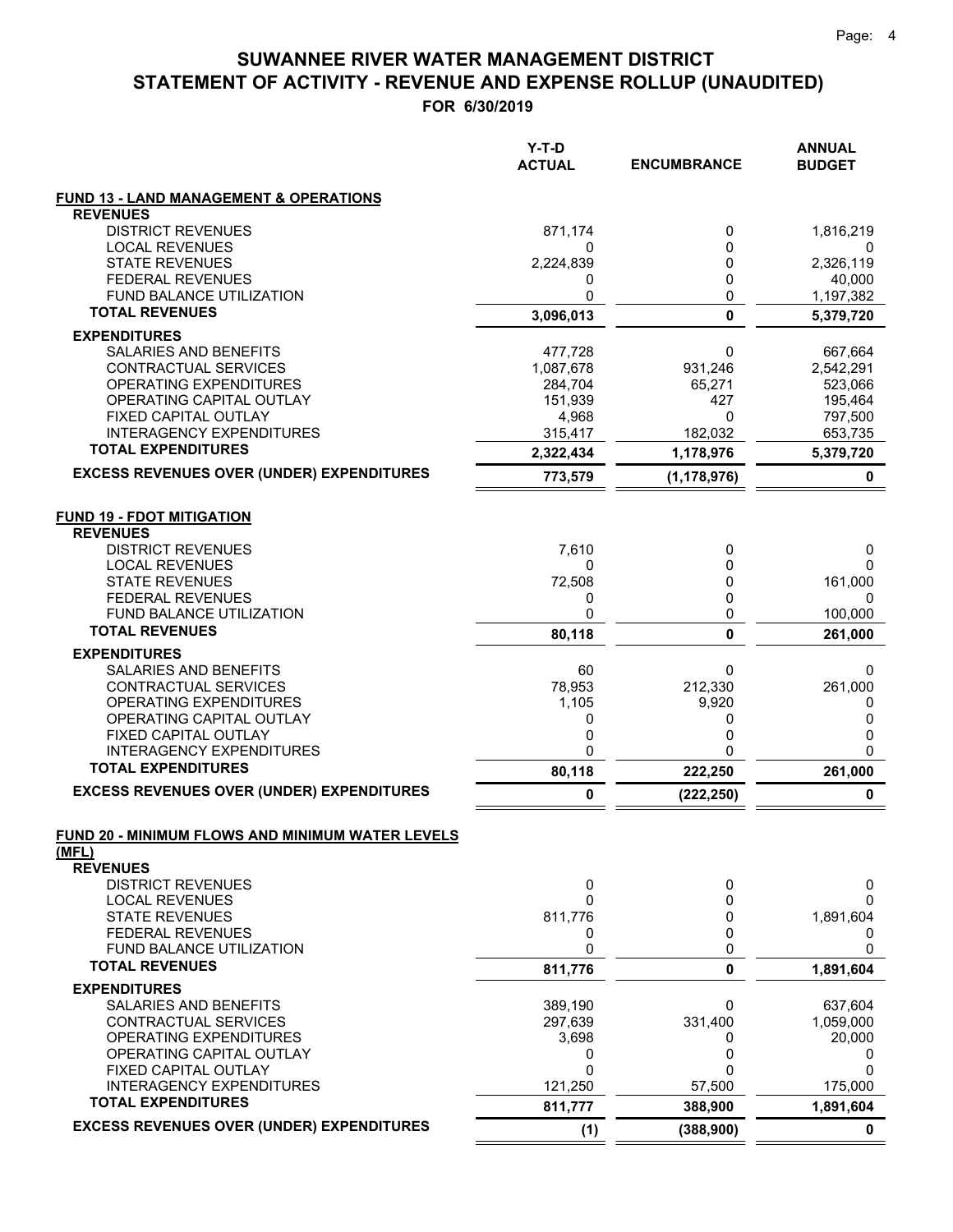# SUWANNEE RIVER WATER MANAGEMENT DISTRICT
# STATEMENT OF ACTIVITY - REVENUE AND EXPENSE ROLLUP (UNAUDITED)
## FOR 6/30/2019

| | Y-T-D ACTUAL | ENCUMBRANCE | ANNUAL BUDGET |
|---|---|---|---|
| **FUND 13 - LAND MANAGEMENT & OPERATIONS** | | | |
| **REVENUES** | | | |
| DISTRICT REVENUES | 871,174 | 0 | 1,816,219 |
| LOCAL REVENUES | 0 | 0 | 0 |
| STATE REVENUES | 2,224,839 | 0 | 2,326,119 |
| FEDERAL REVENUES | 0 | 0 | 40,000 |
| FUND BALANCE UTILIZATION | 0 | 0 | 1,197,382 |
| **TOTAL REVENUES** | **3,096,013** | **0** | **5,379,720** |
| **EXPENDITURES** | | | |
| SALARIES AND BENEFITS | 477,728 | 0 | 667,664 |
| CONTRACTUAL SERVICES | 1,087,678 | 931,246 | 2,542,291 |
| OPERATING EXPENDITURES | 284,704 | 65,271 | 523,066 |
| OPERATING CAPITAL OUTLAY | 151,939 | 427 | 195,464 |
| FIXED CAPITAL OUTLAY | 4,968 | 0 | 797,500 |
| INTERAGENCY EXPENDITURES | 315,417 | 182,032 | 653,735 |
| **TOTAL EXPENDITURES** | **2,322,434** | **1,178,976** | **5,379,720** |
| **EXCESS REVENUES OVER (UNDER) EXPENDITURES** | **773,579** | **(1,178,976)** | **0** |
| **FUND 19 - FDOT MITIGATION** | | | |
| **REVENUES** | | | |
| DISTRICT REVENUES | 7,610 | 0 | 0 |
| LOCAL REVENUES | 0 | 0 | 0 |
| STATE REVENUES | 72,508 | 0 | 161,000 |
| FEDERAL REVENUES | 0 | 0 | 0 |
| FUND BALANCE UTILIZATION | 0 | 0 | 100,000 |
| **TOTAL REVENUES** | **80,118** | **0** | **261,000** |
| **EXPENDITURES** | | | |
| SALARIES AND BENEFITS | 60 | 0 | 0 |
| CONTRACTUAL SERVICES | 78,953 | 212,330 | 261,000 |
| OPERATING EXPENDITURES | 1,105 | 9,920 | 0 |
| OPERATING CAPITAL OUTLAY | 0 | 0 | 0 |
| FIXED CAPITAL OUTLAY | 0 | 0 | 0 |
| INTERAGENCY EXPENDITURES | 0 | 0 | 0 |
| **TOTAL EXPENDITURES** | **80,118** | **222,250** | **261,000** |
| **EXCESS REVENUES OVER (UNDER) EXPENDITURES** | **0** | **(222,250)** | **0** |
| **FUND 20 - MINIMUM FLOWS AND MINIMUM WATER LEVELS (MFL)** | | | |
| **REVENUES** | | | |
| DISTRICT REVENUES | 0 | 0 | 0 |
| LOCAL REVENUES | 0 | 0 | 0 |
| STATE REVENUES | 811,776 | 0 | 1,891,604 |
| FEDERAL REVENUES | 0 | 0 | 0 |
| FUND BALANCE UTILIZATION | 0 | 0 | 0 |
| **TOTAL REVENUES** | **811,776** | **0** | **1,891,604** |
| **EXPENDITURES** | | | |
| SALARIES AND BENEFITS | 389,190 | 0 | 637,604 |
| CONTRACTUAL SERVICES | 297,639 | 331,400 | 1,059,000 |
| OPERATING EXPENDITURES | 3,698 | 0 | 20,000 |
| OPERATING CAPITAL OUTLAY | 0 | 0 | 0 |
| FIXED CAPITAL OUTLAY | 0 | 0 | 0 |
| INTERAGENCY EXPENDITURES | 121,250 | 57,500 | 175,000 |
| **TOTAL EXPENDITURES** | **811,777** | **388,900** | **1,891,604** |
| **EXCESS REVENUES OVER (UNDER) EXPENDITURES** | **(1)** | **(388,900)** | **0** |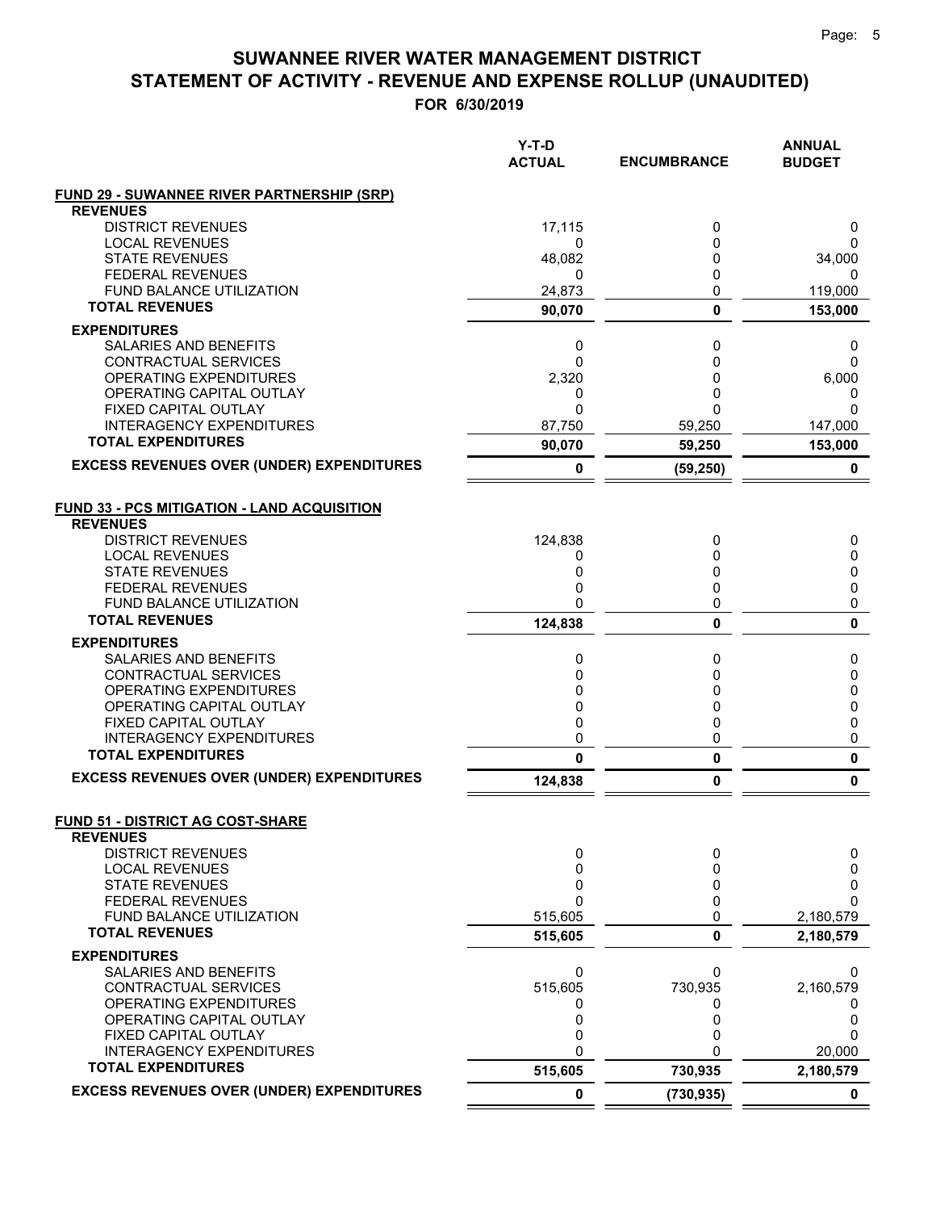# SUWANNEE RIVER WATER MANAGEMENT DISTRICT
## STATEMENT OF ACTIVITY - REVENUE AND EXPENSE ROLLUP (UNAUDITED)
### FOR 6/30/2019

| | Y-T-D ACTUAL | ENCUMBRANCE | ANNUAL BUDGET |
|---|---|---|---|
| **FUND 29 - SUWANNEE RIVER PARTNERSHIP (SRP)** | | | |
| **REVENUES** | | | |
| DISTRICT REVENUES | 17,115 | 0 | 0 |
| LOCAL REVENUES | 0 | 0 | 0 |
| STATE REVENUES | 48,082 | 0 | 34,000 |
| FEDERAL REVENUES | 0 | 0 | 0 |
| FUND BALANCE UTILIZATION | 24,873 | 0 | 119,000 |
| **TOTAL REVENUES** | **90,070** | **0** | **153,000** |
| **EXPENDITURES** | | | |
| SALARIES AND BENEFITS | 0 | 0 | 0 |
| CONTRACTUAL SERVICES | 0 | 0 | 0 |
| OPERATING EXPENDITURES | 2,320 | 0 | 6,000 |
| OPERATING CAPITAL OUTLAY | 0 | 0 | 0 |
| FIXED CAPITAL OUTLAY | 0 | 0 | 0 |
| INTERAGENCY EXPENDITURES | 87,750 | 59,250 | 147,000 |
| **TOTAL EXPENDITURES** | **90,070** | **59,250** | **153,000** |
| **EXCESS REVENUES OVER (UNDER) EXPENDITURES** | **0** | **(59,250)** | **0** |
| **FUND 33 - PCS MITIGATION - LAND ACQUISITION** | | | |
| **REVENUES** | | | |
| DISTRICT REVENUES | 124,838 | 0 | 0 |
| LOCAL REVENUES | 0 | 0 | 0 |
| STATE REVENUES | 0 | 0 | 0 |
| FEDERAL REVENUES | 0 | 0 | 0 |
| FUND BALANCE UTILIZATION | 0 | 0 | 0 |
| **TOTAL REVENUES** | **124,838** | **0** | **0** |
| **EXPENDITURES** | | | |
| SALARIES AND BENEFITS | 0 | 0 | 0 |
| CONTRACTUAL SERVICES | 0 | 0 | 0 |
| OPERATING EXPENDITURES | 0 | 0 | 0 |
| OPERATING CAPITAL OUTLAY | 0 | 0 | 0 |
| FIXED CAPITAL OUTLAY | 0 | 0 | 0 |
| INTERAGENCY EXPENDITURES | 0 | 0 | 0 |
| **TOTAL EXPENDITURES** | **0** | **0** | **0** |
| **EXCESS REVENUES OVER (UNDER) EXPENDITURES** | **124,838** | **0** | **0** |
| **FUND 51 - DISTRICT AG COST-SHARE** | | | |
| **REVENUES** | | | |
| DISTRICT REVENUES | 0 | 0 | 0 |
| LOCAL REVENUES | 0 | 0 | 0 |
| STATE REVENUES | 0 | 0 | 0 |
| FEDERAL REVENUES | 0 | 0 | 0 |
| FUND BALANCE UTILIZATION | 515,605 | 0 | 2,180,579 |
| **TOTAL REVENUES** | **515,605** | **0** | **2,180,579** |
| **EXPENDITURES** | | | |
| SALARIES AND BENEFITS | 0 | 0 | 0 |
| CONTRACTUAL SERVICES | 515,605 | 730,935 | 2,160,579 |
| OPERATING EXPENDITURES | 0 | 0 | 0 |
| OPERATING CAPITAL OUTLAY | 0 | 0 | 0 |
| FIXED CAPITAL OUTLAY | 0 | 0 | 0 |
| INTERAGENCY EXPENDITURES | 0 | 0 | 20,000 |
| **TOTAL EXPENDITURES** | **515,605** | **730,935** | **2,180,579** |
| **EXCESS REVENUES OVER (UNDER) EXPENDITURES** | **0** | **(730,935)** | **0** |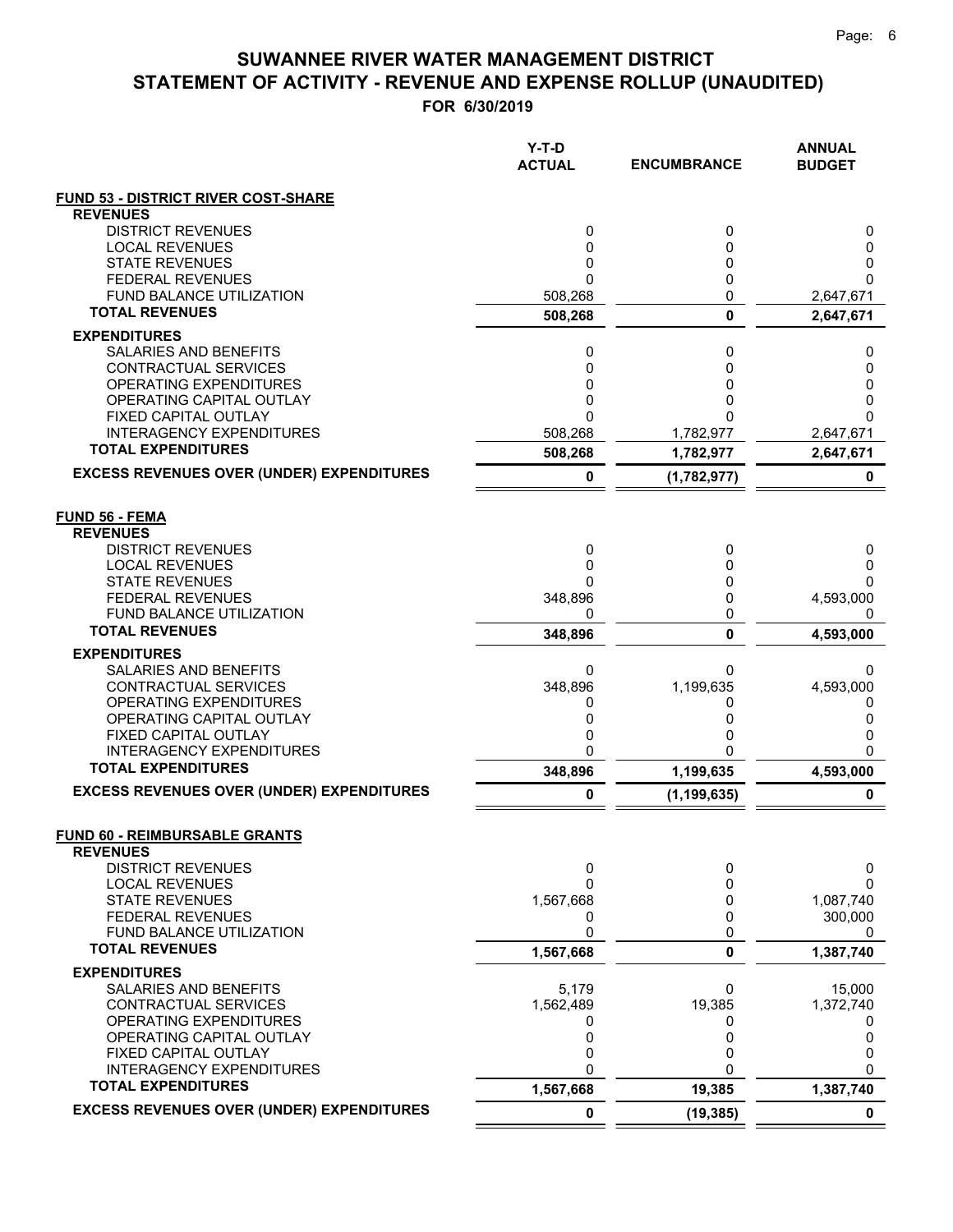# SUWANNEE RIVER WATER MANAGEMENT DISTRICT
# STATEMENT OF ACTIVITY - REVENUE AND EXPENSE ROLLUP (UNAUDITED)

**FOR 6/30/2019**

| | Y-T-D ACTUAL | ENCUMBRANCE | ANNUAL BUDGET |
|---|---|---|---|
| **FUND 53 - DISTRICT RIVER COST-SHARE** | | | |
| **REVENUES** | | | |
| DISTRICT REVENUES | 0 | 0 | 0 |
| LOCAL REVENUES | 0 | 0 | 0 |
| STATE REVENUES | 0 | 0 | 0 |
| FEDERAL REVENUES | 0 | 0 | 0 |
| FUND BALANCE UTILIZATION | 508,268 | 0 | 2,647,671 |
| **TOTAL REVENUES** | **508,268** | **0** | **2,647,671** |
| **EXPENDITURES** | | | |
| SALARIES AND BENEFITS | 0 | 0 | 0 |
| CONTRACTUAL SERVICES | 0 | 0 | 0 |
| OPERATING EXPENDITURES | 0 | 0 | 0 |
| OPERATING CAPITAL OUTLAY | 0 | 0 | 0 |
| FIXED CAPITAL OUTLAY | 0 | 0 | 0 |
| INTERAGENCY EXPENDITURES | 508,268 | 1,782,977 | 2,647,671 |
| **TOTAL EXPENDITURES** | **508,268** | **1,782,977** | **2,647,671** |
| **EXCESS REVENUES OVER (UNDER) EXPENDITURES** | **0** | **(1,782,977)** | **0** |
| **FUND 56 - FEMA** | | | |
| **REVENUES** | | | |
| DISTRICT REVENUES | 0 | 0 | 0 |
| LOCAL REVENUES | 0 | 0 | 0 |
| STATE REVENUES | 0 | 0 | 0 |
| FEDERAL REVENUES | 348,896 | 0 | 4,593,000 |
| FUND BALANCE UTILIZATION | 0 | 0 | 0 |
| **TOTAL REVENUES** | **348,896** | **0** | **4,593,000** |
| **EXPENDITURES** | | | |
| SALARIES AND BENEFITS | 0 | 0 | 0 |
| CONTRACTUAL SERVICES | 348,896 | 1,199,635 | 4,593,000 |
| OPERATING EXPENDITURES | 0 | 0 | 0 |
| OPERATING CAPITAL OUTLAY | 0 | 0 | 0 |
| FIXED CAPITAL OUTLAY | 0 | 0 | 0 |
| INTERAGENCY EXPENDITURES | 0 | 0 | 0 |
| **TOTAL EXPENDITURES** | **348,896** | **1,199,635** | **4,593,000** |
| **EXCESS REVENUES OVER (UNDER) EXPENDITURES** | **0** | **(1,199,635)** | **0** |
| **FUND 60 - REIMBURSABLE GRANTS** | | | |
| **REVENUES** | | | |
| DISTRICT REVENUES | 0 | 0 | 0 |
| LOCAL REVENUES | 0 | 0 | 0 |
| STATE REVENUES | 1,567,668 | 0 | 1,087,740 |
| FEDERAL REVENUES | 0 | 0 | 300,000 |
| FUND BALANCE UTILIZATION | 0 | 0 | 0 |
| **TOTAL REVENUES** | **1,567,668** | **0** | **1,387,740** |
| **EXPENDITURES** | | | |
| SALARIES AND BENEFITS | 5,179 | 0 | 15,000 |
| CONTRACTUAL SERVICES | 1,562,489 | 19,385 | 1,372,740 |
| OPERATING EXPENDITURES | 0 | 0 | 0 |
| OPERATING CAPITAL OUTLAY | 0 | 0 | 0 |
| FIXED CAPITAL OUTLAY | 0 | 0 | 0 |
| INTERAGENCY EXPENDITURES | 0 | 0 | 0 |
| **TOTAL EXPENDITURES** | **1,567,668** | **19,385** | **1,387,740** |
| **EXCESS REVENUES OVER (UNDER) EXPENDITURES** | **0** | **(19,385)** | **0** |